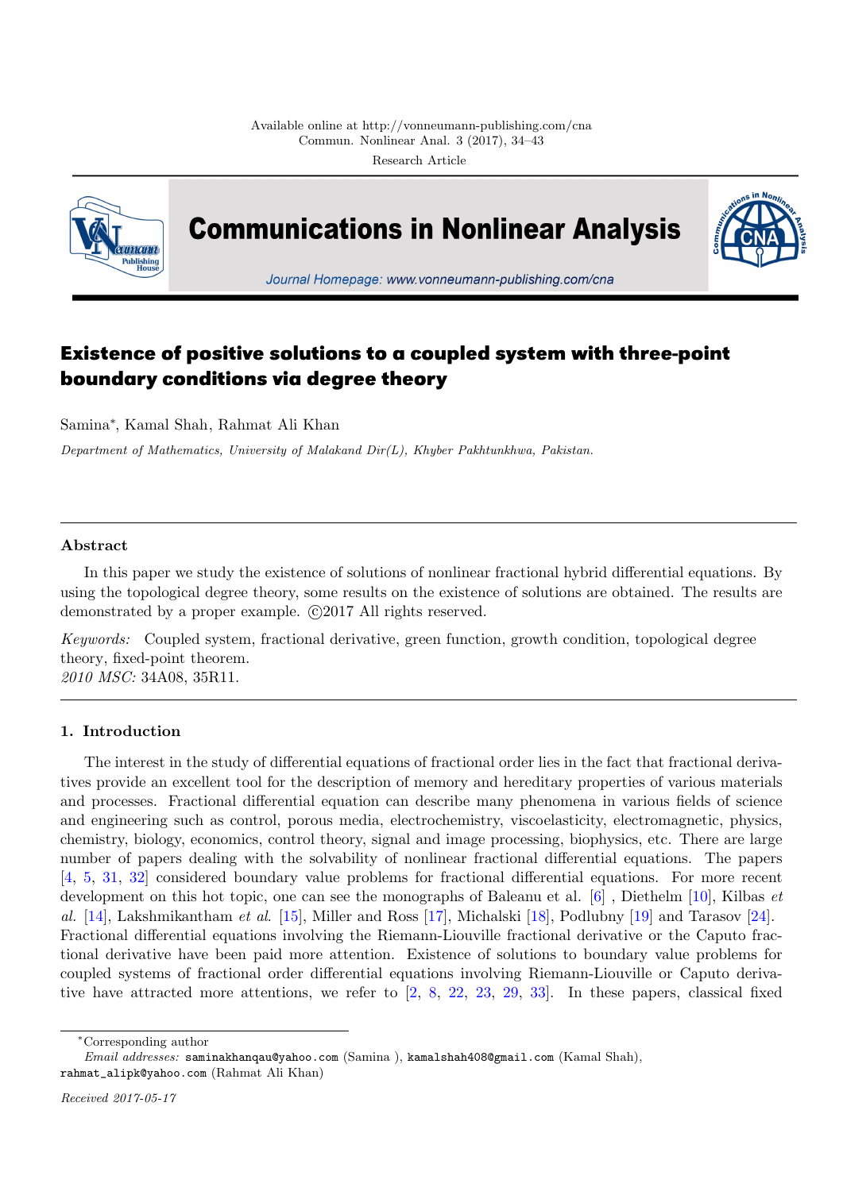Research Article

# Existence of positive solutions to a coupled system with three-point boundary conditions via degree theory

Samina*, Kamal Shah, Rahmat Ali Khan

*Department of Mathematics, University of Malakand Dir(L), Khyber Pakhtunkhwa, Pakistan.*

---

## Abstract

In this paper we study the existence of solutions of nonlinear fractional hybrid differential equations. By using the topological degree theory, some results on the existence of solutions are obtained. The results are demonstrated by a proper example. ©2017 All rights reserved.

*Keywords:* Coupled system, fractional derivative, green function, growth condition, topological degree theory, fixed-point theorem.

*2010 MSC:* 34A08, 35R11.

---

## 1. Introduction

The interest in the study of differential equations of fractional order lies in the fact that fractional derivatives provide an excellent tool for the description of memory and hereditary properties of various materials and processes. Fractional differential equation can describe many phenomena in various fields of science and engineering such as control, porous media, electrochemistry, viscoelasticity, electromagnetic, physics, chemistry, biology, economics, control theory, signal and image processing, biophysics, etc. There are large number of papers dealing with the solvability of nonlinear fractional differential equations. The papers [4, 5, 31, 32] considered boundary value problems for fractional differential equations. For more recent development on this hot topic, one can see the monographs of Baleanu et al. [6] , Diethelm [10], Kilbas *et al.* [14], Lakshmikantham *et al.* [15], Miller and Ross [17], Michalski [18], Podlubny [19] and Tarasov [24]. Fractional differential equations involving the Riemann-Liouville fractional derivative or the Caputo fractional derivative have been paid more attention. Existence of solutions to boundary value problems for coupled systems of fractional order differential equations involving Riemann-Liouville or Caputo derivative have attracted more attentions, we refer to [2, 8, 22, 23, 29, 33]. In these papers, classical fixed

---

*Corresponding author

*Email addresses:* saminakhanqau@yahoo.com (Samina ), kamalshah408@gmail.com (Kamal Shah), rahmat_alipk@yahoo.com (Rahmat Ali Khan)

*Received 2017-05-17*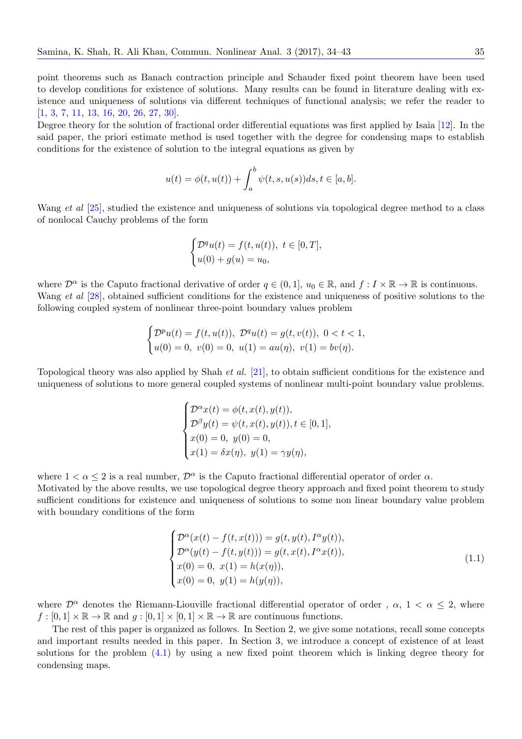point theorems such as Banach contraction principle and Schauder fixed point theorem have been used to develop conditions for existence of solutions. Many results can be found in literature dealing with existence and uniqueness of solutions via different techniques of functional analysis; we refer the reader to [1, 3, 7, 11, 13, 16, 20, 26, 27, 30].

Degree theory for the solution of fractional order differential equations was first applied by Isaia [12]. In the said paper, the priori estimate method is used together with the degree for condensing maps to establish conditions for the existence of solution to the integral equations as given by

$$u(t) = \phi(t, u(t)) + \int_a^b \psi(t, s, u(s))ds, t \in [a, b].$$

Wang *et al* [25], studied the existence and uniqueness of solutions via topological degree method to a class of nonlocal Cauchy problems of the form

$$\begin{cases} \mathcal{D}^q u(t) = f(t, u(t)),\ t \in [0, T], \\ u(0) + g(u) = u_0, \end{cases}$$

where $\mathcal{D}^\alpha$ is the Caputo fractional derivative of order $q \in (0, 1]$, $u_0 \in \mathbb{R}$, and $f : I \times \mathbb{R} \to \mathbb{R}$ is continuous. Wang *et al* [28], obtained sufficient conditions for the existence and uniqueness of positive solutions to the following coupled system of nonlinear three-point boundary values problem

$$\begin{cases} \mathcal{D}^p u(t) = f(t, u(t)),\ \mathcal{D}^q u(t) = g(t, v(t)),\ 0 < t < 1, \\ u(0) = 0,\ v(0) = 0,\ u(1) = au(\eta),\ v(1) = bv(\eta). \end{cases}$$

Topological theory was also applied by Shah *et al.* [21], to obtain sufficient conditions for the existence and uniqueness of solutions to more general coupled systems of nonlinear multi-point boundary value problems.

$$\begin{cases} \mathcal{D}^\alpha x(t) = \phi(t, x(t), y(t)), \\ \mathcal{D}^\beta y(t) = \psi(t, x(t), y(t)), t \in [0, 1], \\ x(0) = 0,\ y(0) = 0, \\ x(1) = \delta x(\eta),\ y(1) = \gamma y(\eta), \end{cases}$$

where $1 < \alpha \leq 2$ is a real number, $\mathcal{D}^\alpha$ is the Caputo fractional differential operator of order $\alpha$.

Motivated by the above results, we use topological degree theory approach and fixed point theorem to study sufficient conditions for existence and uniqueness of solutions to some non linear boundary value problem with boundary conditions of the form

$$\begin{cases} \mathcal{D}^\alpha(x(t) - f(t, x(t))) = g(t, y(t), I^\alpha y(t)), \\ \mathcal{D}^\alpha(y(t) - f(t, y(t))) = g(t, x(t), I^\alpha x(t)), \\ x(0) = 0,\ x(1) = h(x(\eta)), \\ x(0) = 0,\ y(1) = h(y(\eta)), \end{cases} \tag{1.1}$$

where $\mathcal{D}^\alpha$ denotes the Riemann-Liouville fractional differential operator of order , $\alpha$, $1 < \alpha \leq 2$, where $f : [0, 1] \times \mathbb{R} \to \mathbb{R}$ and $g : [0, 1] \times [0, 1] \times \mathbb{R} \to \mathbb{R}$ are continuous functions.

The rest of this paper is organized as follows. In Section 2, we give some notations, recall some concepts and important results needed in this paper. In Section 3, we introduce a concept of existence of at least solutions for the problem (4.1) by using a new fixed point theorem which is linking degree theory for condensing maps.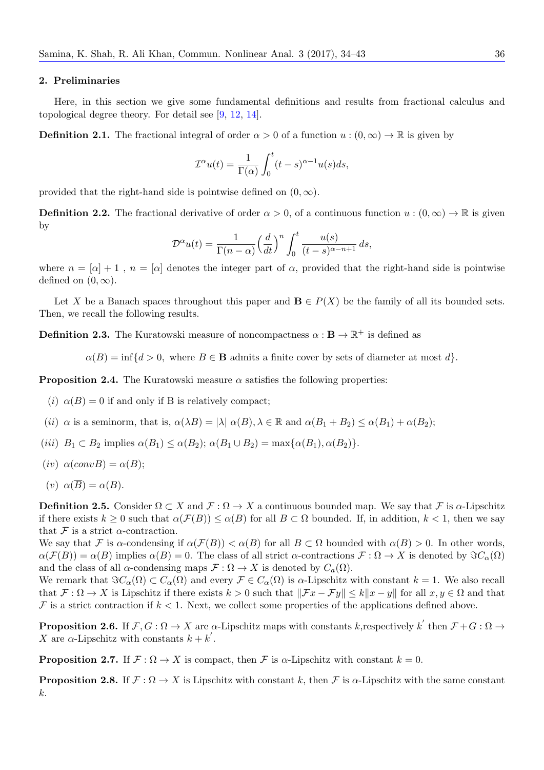## 2. Preliminaries

Here, in this section we give some fundamental definitions and results from fractional calculus and topological degree theory. For detail see [9, 12, 14].

**Definition 2.1.** The fractional integral of order $\alpha > 0$ of a function $u : (0, \infty) \to \mathbb{R}$ is given by

$$\mathcal{I}^{\alpha} u(t) = \frac{1}{\Gamma(\alpha)} \int_0^t (t-s)^{\alpha-1} u(s) ds,$$

provided that the right-hand side is pointwise defined on $(0, \infty)$.

**Definition 2.2.** The fractional derivative of order $\alpha > 0$, of a continuous function $u : (0, \infty) \to \mathbb{R}$ is given by

$$\mathcal{D}^{\alpha} u(t) = \frac{1}{\Gamma(n-\alpha)} \Big(\frac{d}{dt}\Big)^n \int_0^t \frac{u(s)}{(t-s)^{\alpha-n+1}}\, ds,$$

where $n = [\alpha] + 1$ , $n = [\alpha]$ denotes the integer part of $\alpha$, provided that the right-hand side is pointwise defined on $(0, \infty)$.

Let $X$ be a Banach spaces throughout this paper and $\mathbf{B} \in P(X)$ be the family of all its bounded sets. Then, we recall the following results.

**Definition 2.3.** The Kuratowski measure of noncompactness $\alpha : \mathbf{B} \to \mathbb{R}^{+}$ is defined as

$$\alpha(B) = \inf\{d > 0, \text{ where } B \in \mathbf{B} \text{ admits a finite cover by sets of diameter at most } d\}.$$

**Proposition 2.4.** The Kuratowski measure $\alpha$ satisfies the following properties:

- $(i)$ $\alpha(B) = 0$ if and only if B is relatively compact;
- $(ii)$ $\alpha$ is a seminorm, that is, $\alpha(\lambda B) = |\lambda|\ \alpha(B), \lambda \in \mathbb{R}$ and $\alpha(B_1 + B_2) \leq \alpha(B_1) + \alpha(B_2)$;
- $(iii)$ $B_1 \subset B_2$ implies $\alpha(B_1) \leq \alpha(B_2)$; $\alpha(B_1 \cup B_2) = \max\{\alpha(B_1), \alpha(B_2)\}$.
- $(iv)$ $\alpha(convB) = \alpha(B)$;
- $(v)$ $\alpha(\overline{B}) = \alpha(B)$.

**Definition 2.5.** Consider $\Omega \subset X$ and $\mathcal{F} : \Omega \to X$ a continuous bounded map. We say that $\mathcal{F}$ is $\alpha$-Lipschitz if there exists $k \geq 0$ such that $\alpha(\mathcal{F}(B)) \leq \alpha(B)$ for all $B \subset \Omega$ bounded. If, in addition, $k < 1$, then we say that $\mathcal{F}$ is a strict $\alpha$-contraction.
We say that $\mathcal{F}$ is $\alpha$-condensing if $\alpha(\mathcal{F}(B)) < \alpha(B)$ for all $B \subset \Omega$ bounded with $\alpha(B) > 0$. In other words, $\alpha(\mathcal{F}(B)) = \alpha(B)$ implies $\alpha(B) = 0$. The class of all strict $\alpha$-contractions $\mathcal{F} : \Omega \to X$ is denoted by $\Im C_{\alpha}(\Omega)$ and the class of all $\alpha$-condensing maps $\mathcal{F} : \Omega \to X$ is denoted by $C_a(\Omega)$.
We remark that $\Im C_{\alpha}(\Omega) \subset C_{\alpha}(\Omega)$ and every $\mathcal{F} \in C_{\alpha}(\Omega)$ is $\alpha$-Lipschitz with constant $k = 1$. We also recall that $\mathcal{F} : \Omega \to X$ is Lipschitz if there exists $k > 0$ such that $\|\mathcal{F}x - \mathcal{F}y\| \leq k\|x - y\|$ for all $x, y \in \Omega$ and that $\mathcal{F}$ is a strict contraction if $k < 1$. Next, we collect some properties of the applications defined above.

**Proposition 2.6.** If $\mathcal{F}, G : \Omega \to X$ are $\alpha$-Lipschitz maps with constants $k$,respectively $k^{'}$ then $\mathcal{F} + G : \Omega \to X$ are $\alpha$-Lipschitz with constants $k + k^{'}$.

**Proposition 2.7.** If $\mathcal{F} : \Omega \to X$ is compact, then $\mathcal{F}$ is $\alpha$-Lipschitz with constant $k = 0$.

**Proposition 2.8.** If $\mathcal{F} : \Omega \to X$ is Lipschitz with constant $k$, then $\mathcal{F}$ is $\alpha$-Lipschitz with the same constant $k$.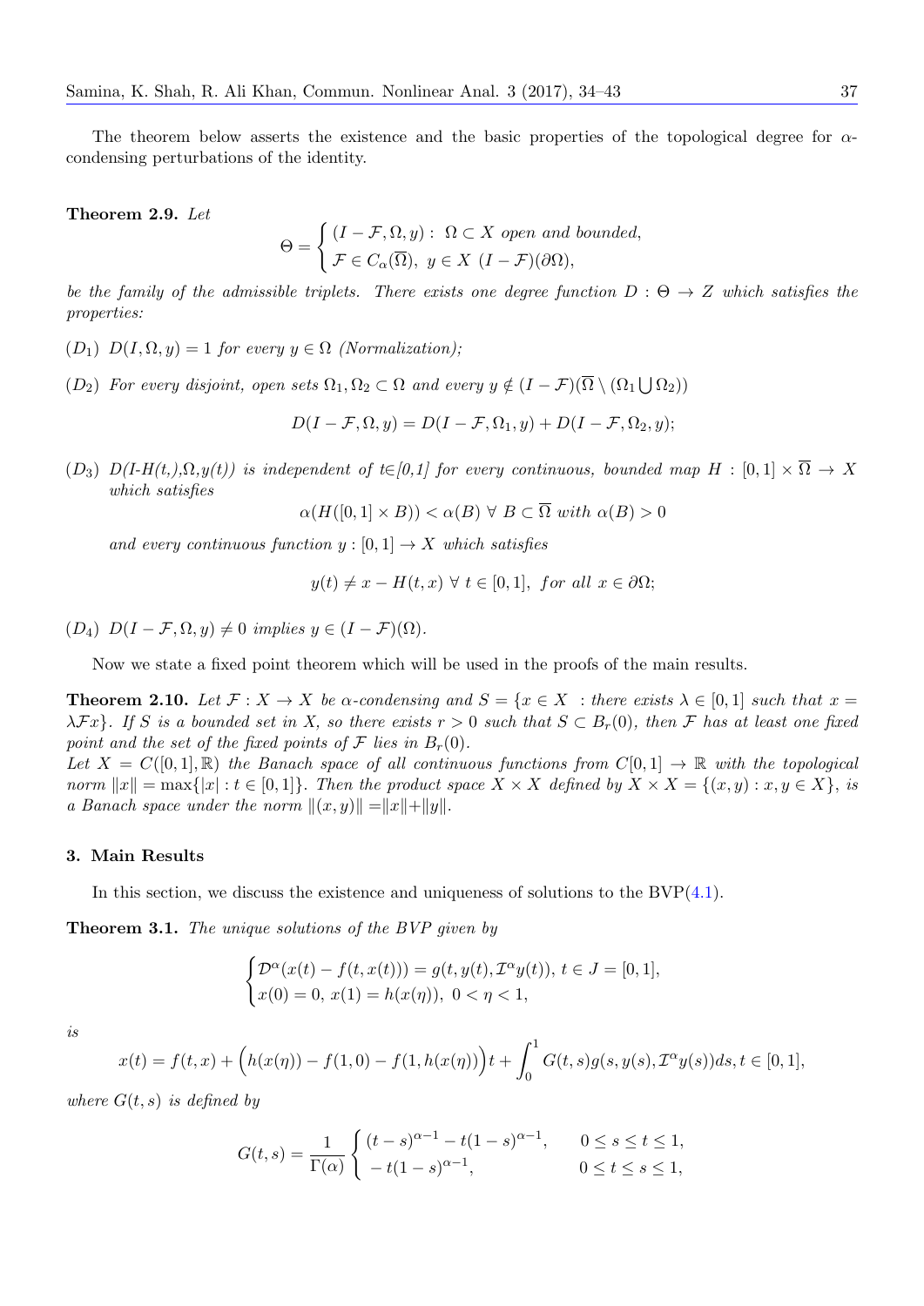The theorem below asserts the existence and the basic properties of the topological degree for $\alpha$-condensing perturbations of the identity.

**Theorem 2.9.** *Let*

$$\Theta = \begin{cases} (I - \mathcal{F}, \Omega, y) : \ \Omega \subset X \text{ open and bounded}, \\ \mathcal{F} \in C_\alpha(\overline{\Omega}), \ y \in X \ (I - \mathcal{F})(\partial\Omega), \end{cases}$$

*be the family of the admissible triplets. There exists one degree function $D : \Theta \to Z$ which satisfies the properties:*

$(D_1)$ *$D(I, \Omega, y) = 1$ for every $y \in \Omega$ (Normalization);*

$(D_2)$ *For every disjoint, open sets $\Omega_1, \Omega_2 \subset \Omega$ and every $y \notin (I - \mathcal{F})(\overline{\Omega} \setminus (\Omega_1 \bigcup \Omega_2))$*

$$D(I - \mathcal{F}, \Omega, y) = D(I - \mathcal{F}, \Omega_1, y) + D(I - \mathcal{F}, \Omega_2, y);$$

$(D_3)$ *$D(I\text{-}H(t,),\Omega,y(t))$ is independent of $t \in [0,1]$ for every continuous, bounded map $H : [0,1] \times \overline{\Omega} \to X$ which satisfies*

$$\alpha(H([0,1] \times B)) < \alpha(B) \ \forall \ B \subset \overline{\Omega} \text{ with } \alpha(B) > 0$$

*and every continuous function $y : [0,1] \to X$ which satisfies*

$$y(t) \neq x - H(t,x) \ \forall \ t \in [0,1], \ \text{for all } x \in \partial\Omega;$$

$(D_4)$ *$D(I - \mathcal{F}, \Omega, y) \neq 0$ implies $y \in (I - \mathcal{F})(\Omega)$.*

Now we state a fixed point theorem which will be used in the proofs of the main results.

**Theorem 2.10.** *Let $\mathcal{F} : X \to X$ be $\alpha$-condensing and $S = \{x \in X \ : \text{there exists } \lambda \in [0,1] \text{ such that } x = \lambda \mathcal{F} x\}$. If $S$ is a bounded set in X, so there exists $r > 0$ such that $S \subset B_r(0)$, then $\mathcal{F}$ has at least one fixed point and the set of the fixed points of $\mathcal{F}$ lies in $B_r(0)$.*
*Let $X = C([0,1], \mathbb{R})$ the Banach space of all continuous functions from $C[0,1] \to \mathbb{R}$ with the topological norm $\|x\| = \max\{|x| : t \in [0,1]\}$. Then the product space $X \times X$ defined by $X \times X = \{(x,y) : x, y \in X\}$, is a Banach space under the norm $\|(x,y)\| = \|x\| + \|y\|$.*

### 3. Main Results

In this section, we discuss the existence and uniqueness of solutions to the BVP(4.1).

**Theorem 3.1.** *The unique solutions of the BVP given by*

$$\begin{cases} \mathcal{D}^\alpha(x(t) - f(t, x(t))) = g(t, y(t), \mathcal{I}^\alpha y(t)), \ t \in J = [0,1], \\ x(0) = 0, \ x(1) = h(x(\eta)), \ 0 < \eta < 1, \end{cases}$$

*is*

$$x(t) = f(t,x) + \Big(h(x(\eta)) - f(1,0) - f(1, h(x(\eta)))\Big)t + \int_0^1 G(t,s) g(s, y(s), \mathcal{I}^\alpha y(s)) ds, t \in [0,1],$$

*where $G(t,s)$ is defined by*

$$G(t,s) = \frac{1}{\Gamma(\alpha)} \begin{cases} (t-s)^{\alpha-1} - t(1-s)^{\alpha-1}, & 0 \leq s \leq t \leq 1, \\ -t(1-s)^{\alpha-1}, & 0 \leq t \leq s \leq 1, \end{cases}$$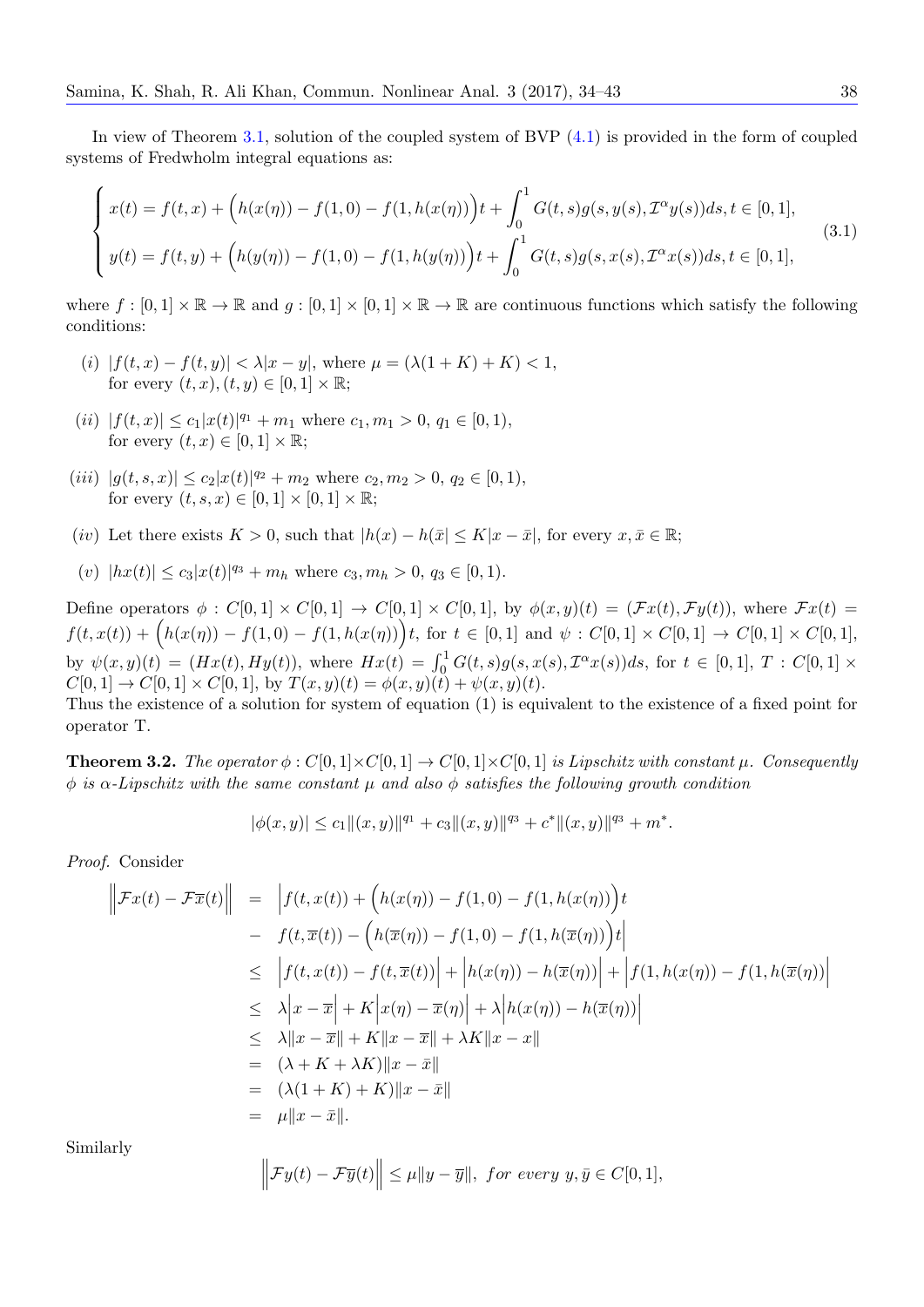In view of Theorem 3.1, solution of the coupled system of BVP (4.1) is provided in the form of coupled systems of Fredwholm integral equations as:

$$
\begin{cases}
x(t) = f(t,x) + \Big(h(x(\eta)) - f(1,0) - f(1,h(x(\eta))\Big)t + \displaystyle\int_0^1 G(t,s)g(s,y(s),\mathcal{I}^\alpha y(s))ds, t \in [0,1], \\
y(t) = f(t,y) + \Big(h(y(\eta)) - f(1,0) - f(1,h(y(\eta))\Big)t + \displaystyle\int_0^1 G(t,s)g(s,x(s),\mathcal{I}^\alpha x(s))ds, t \in [0,1],
\end{cases}
\tag{3.1}
$$

where $f : [0,1] \times \mathbb{R} \to \mathbb{R}$ and $g : [0,1] \times [0,1] \times \mathbb{R} \to \mathbb{R}$ are continuous functions which satisfy the following conditions:

- $(i)$ $|f(t,x) - f(t,y)| < \lambda|x-y|$, where $\mu = (\lambda(1+K) + K) < 1$, for every $(t,x), (t,y) \in [0,1] \times \mathbb{R}$;
- $(ii)$ $|f(t,x)| \leq c_1|x(t)|^{q_1} + m_1$ where $c_1, m_1 > 0$, $q_1 \in [0,1)$, for every $(t,x) \in [0,1] \times \mathbb{R}$;
- $(iii)$ $|g(t,s,x)| \leq c_2|x(t)|^{q_2} + m_2$ where $c_2, m_2 > 0$, $q_2 \in [0,1)$, for every $(t,s,x) \in [0,1] \times [0,1] \times \mathbb{R}$;
- $(iv)$ Let there exists $K > 0$, such that $|h(x) - h(\bar{x}| \leq K|x - \bar{x}|$, for every $x, \bar{x} \in \mathbb{R}$;
- $(v)$ $|hx(t)| \leq c_3|x(t)|^{q_3} + m_h$ where $c_3, m_h > 0$, $q_3 \in [0,1)$.

Define operators $\phi : C[0,1] \times C[0,1] \to C[0,1] \times C[0,1]$, by $\phi(x,y)(t) = (\mathcal{F}x(t), \mathcal{F}y(t))$, where $\mathcal{F}x(t) = f(t,x(t)) + \Big(h(x(\eta)) - f(1,0) - f(1,h(x(\eta))\Big)t$, for $t \in [0,1]$ and $\psi : C[0,1] \times C[0,1] \to C[0,1] \times C[0,1]$, by $\psi(x,y)(t) = (Hx(t), Hy(t))$, where $Hx(t) = \int_0^1 G(t,s)g(s,x(s),\mathcal{I}^\alpha x(s))ds$, for $t \in [0,1]$, $T : C[0,1] \times C[0,1] \to C[0,1] \times C[0,1]$, by $T(x,y)(t) = \phi(x,y)(t) + \psi(x,y)(t)$.
Thus the existence of a solution for system of equation (1) is equivalent to the existence of a fixed point for operator T.

**Theorem 3.2.** *The operator $\phi : C[0,1] \times C[0,1] \to C[0,1] \times C[0,1]$ is Lipschitz with constant $\mu$. Consequently $\phi$ is $\alpha$-Lipschitz with the same constant $\mu$ and also $\phi$ satisfies the following growth condition*

$$
|\phi(x,y)| \leq c_1\|(x,y)\|^{q_1} + c_3\|(x,y)\|^{q_3} + c^*\|(x,y)\|^{q_3} + m^*.
$$

*Proof.* Consider

$$
\begin{aligned}
\Big\|\mathcal{F}x(t) - \mathcal{F}\overline{x}(t)\Big\| &= \Big|f(t,x(t)) + \Big(h(x(\eta)) - f(1,0) - f(1,h(x(\eta)))\Big)t \\
&- f(t,\overline{x}(t)) - \Big(h(\overline{x}(\eta)) - f(1,0) - f(1,h(\overline{x}(\eta)))\Big)t\Big| \\
&\leq \Big|f(t,x(t)) - f(t,\overline{x}(t))\Big| + \Big|h(x(\eta)) - h(\overline{x}(\eta))\Big| + \Big|f(1,h(x(\eta)) - f(1,h(\overline{x}(\eta))\Big| \\
&\leq \lambda\Big|x - \overline{x}\Big| + K\Big|x(\eta) - \overline{x}(\eta)\Big| + \lambda\Big|h(x(\eta)) - h(\overline{x}(\eta))\Big| \\
&\leq \lambda\|x - \overline{x}\| + K\|x - \overline{x}\| + \lambda K\|x - x\| \\
&= (\lambda + K + \lambda K)\|x - \bar{x}\| \\
&= (\lambda(1+K) + K)\|x - \bar{x}\| \\
&= \mu\|x - \bar{x}\|.
\end{aligned}
$$

Similarly

$$
\Big\|\mathcal{F}y(t) - \mathcal{F}\overline{y}(t)\Big\| \leq \mu\|y - \overline{y}\|, \; for\ every\ y, \bar{y} \in C[0,1],
$$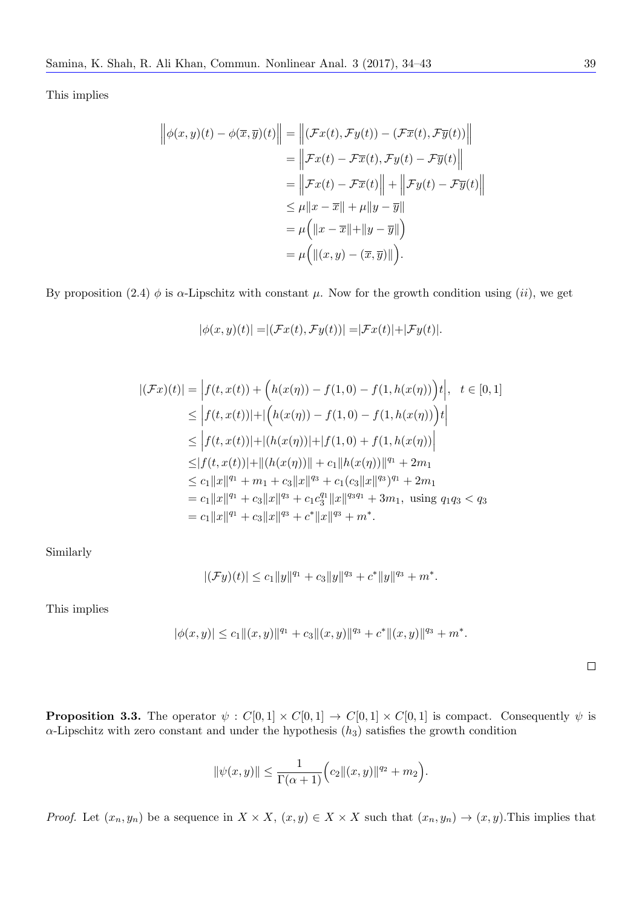This implies

$$
\begin{aligned}
\Big\|\phi(x,y)(t)-\phi(\overline{x},\overline{y})(t)\Big\| &= \Big\|(\mathcal{F}x(t),\mathcal{F}y(t))-(\mathcal{F}\overline{x}(t),\mathcal{F}\overline{y}(t))\Big\| \\
&= \Big\|\mathcal{F}x(t)-\mathcal{F}\overline{x}(t),\mathcal{F}y(t)-\mathcal{F}\overline{y}(t)\Big\| \\
&= \Big\|\mathcal{F}x(t)-\mathcal{F}\overline{x}(t)\Big\| + \Big\|\mathcal{F}y(t)-\mathcal{F}\overline{y}(t)\Big\| \\
&\leq \mu\|x-\overline{x}\| + \mu\|y-\overline{y}\| \\
&= \mu\Big(\|x-\overline{x}\|+\|y-\overline{y}\|\Big) \\
&= \mu\Big(\|(x,y)-(\overline{x},\overline{y})\|\Big).
\end{aligned}
$$

By proposition (2.4) $\phi$ is $\alpha$-Lipschitz with constant $\mu$. Now for the growth condition using $(ii)$, we get

$$
|\phi(x,y)(t)| = |(\mathcal{F}x(t),\mathcal{F}y(t))| = |\mathcal{F}x(t)|+|\mathcal{F}y(t)|.
$$

$$
\begin{aligned}
|(\mathcal{F}x)(t)| &= \Big|f(t,x(t)) + \Big(h(x(\eta)) - f(1,0) - f(1,h(x(\eta)))\Big)t\Big|, \quad t\in[0,1] \\
&\leq \Big|f(t,x(t))|+|\Big(h(x(\eta)) - f(1,0) - f(1,h(x(\eta)))\Big)t\Big| \\
&\leq \Big|f(t,x(t))|+|(h(x(\eta))|+|f(1,0)+f(1,h(x(\eta))\Big| \\
&\leq |f(t,x(t))|+\|(h(x(\eta))\| + c_1\|h(x(\eta))\|^{q_1} + 2m_1 \\
&\leq c_1\|x\|^{q_1} + m_1 + c_3\|x\|^{q_3} + c_1(c_3\|x\|^{q_3})^{q_1} + 2m_1 \\
&= c_1\|x\|^{q_1} + c_3\|x\|^{q_3} + c_1c_3^{q_1}\|x\|^{q_3q_1} + 3m_1, \text{ using } q_1q_3 < q_3 \\
&= c_1\|x\|^{q_1} + c_3\|x\|^{q_3} + c^*\|x\|^{q_3} + m^*.
\end{aligned}
$$

Similarly

$$
|(\mathcal{F}y)(t)| \leq c_1\|y\|^{q_1} + c_3\|y\|^{q_3} + c^*\|y\|^{q_3} + m^*.
$$

This implies

$$
|\phi(x,y)| \leq c_1\|(x,y)\|^{q_1} + c_3\|(x,y)\|^{q_3} + c^*\|(x,y)\|^{q_3} + m^*.
$$

□

**Proposition 3.3.** The operator $\psi : C[0,1]\times C[0,1] \to C[0,1]\times C[0,1]$ is compact. Consequently $\psi$ is $\alpha$-Lipschitz with zero constant and under the hypothesis $(h_3)$ satisfies the growth condition

$$
\|\psi(x,y)\| \leq \frac{1}{\Gamma(\alpha+1)}\Big(c_2\|(x,y)\|^{q_2} + m_2\Big).
$$

*Proof.* Let $(x_n,y_n)$ be a sequence in $X\times X$, $(x,y)\in X\times X$ such that $(x_n,y_n)\to(x,y)$.This implies that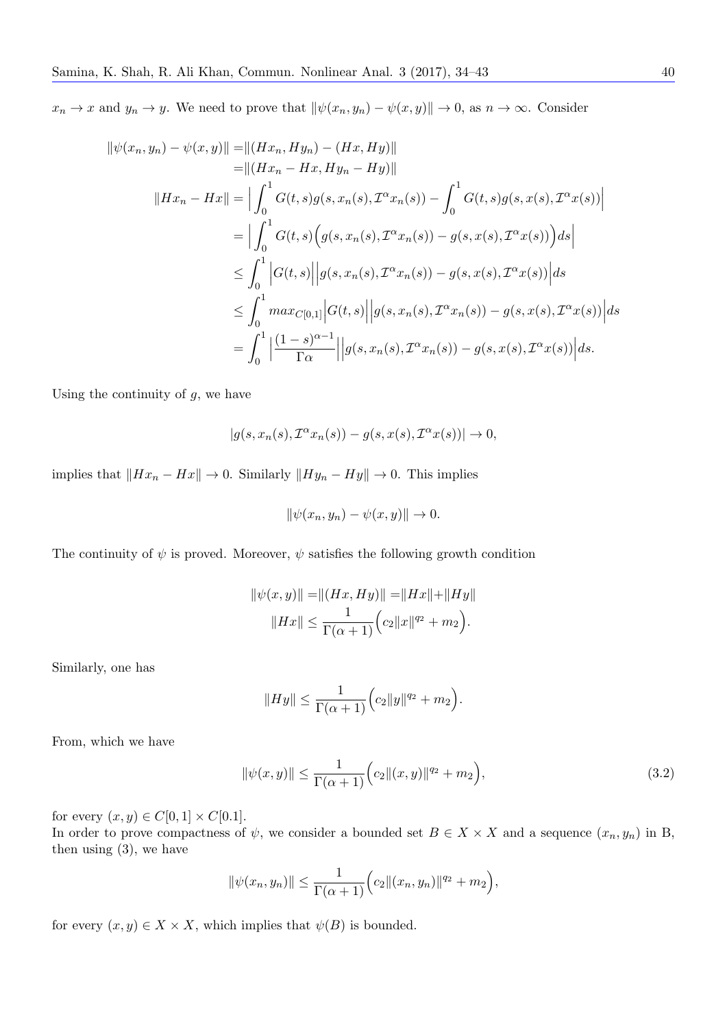$x_n \to x$ and $y_n \to y$. We need to prove that $\|\psi(x_n, y_n) - \psi(x, y)\| \to 0$, as $n \to \infty$. Consider

$$
\begin{aligned}
\|\psi(x_n, y_n) - \psi(x, y)\| =& \|(Hx_n, Hy_n) - (Hx, Hy)\| \\
=& \|(Hx_n - Hx, Hy_n - Hy)\| \\
\|Hx_n - Hx\| =& \Big| \int_0^1 G(t,s) g(s, x_n(s), \mathcal{I}^\alpha x_n(s)) - \int_0^1 G(t,s) g(s, x(s), \mathcal{I}^\alpha x(s)) \Big| \\
=& \Big| \int_0^1 G(t,s) \Big( g(s, x_n(s), \mathcal{I}^\alpha x_n(s)) - g(s, x(s), \mathcal{I}^\alpha x(s)) \Big) ds \Big| \\
\leq& \int_0^1 \Big| G(t,s) \Big| \Big| g(s, x_n(s), \mathcal{I}^\alpha x_n(s)) - g(s, x(s), \mathcal{I}^\alpha x(s)) \Big| ds \\
\leq& \int_0^1 max_{C[0,1]} \Big| G(t,s) \Big| \Big| g(s, x_n(s), \mathcal{I}^\alpha x_n(s)) - g(s, x(s), \mathcal{I}^\alpha x(s)) \Big| ds \\
=& \int_0^1 \Big| \frac{(1-s)^{\alpha-1}}{\Gamma \alpha} \Big| \Big| g(s, x_n(s), \mathcal{I}^\alpha x_n(s)) - g(s, x(s), \mathcal{I}^\alpha x(s)) \Big| ds.
\end{aligned}
$$

Using the continuity of $g$, we have

$$
|g(s, x_n(s), \mathcal{I}^\alpha x_n(s)) - g(s, x(s), \mathcal{I}^\alpha x(s))| \to 0,
$$

implies that $\|Hx_n - Hx\| \to 0$. Similarly $\|Hy_n - Hy\| \to 0$. This implies

$$
\|\psi(x_n, y_n) - \psi(x, y)\| \to 0.
$$

The continuity of $\psi$ is proved. Moreover, $\psi$ satisfies the following growth condition

$$
\begin{aligned}
\|\psi(x, y)\| =& \|(Hx, Hy)\| = \|Hx\| + \|Hy\| \\
\|Hx\| \leq& \frac{1}{\Gamma(\alpha+1)} \Big( c_2 \|x\|^{q_2} + m_2 \Big).
\end{aligned}
$$

Similarly, one has

$$
\|Hy\| \leq \frac{1}{\Gamma(\alpha+1)} \Big( c_2 \|y\|^{q_2} + m_2 \Big).
$$

From, which we have

$$
\|\psi(x, y)\| \leq \frac{1}{\Gamma(\alpha+1)} \Big( c_2 \|(x, y)\|^{q_2} + m_2 \Big), \tag{3.2}
$$

for every $(x, y) \in C[0,1] \times C[0.1]$.

In order to prove compactness of $\psi$, we consider a bounded set $B \in X \times X$ and a sequence $(x_n, y_n)$ in B, then using (3), we have

$$
\|\psi(x_n, y_n)\| \leq \frac{1}{\Gamma(\alpha+1)} \Big( c_2 \|(x_n, y_n)\|^{q_2} + m_2 \Big),
$$

for every $(x, y) \in X \times X$, which implies that $\psi(B)$ is bounded.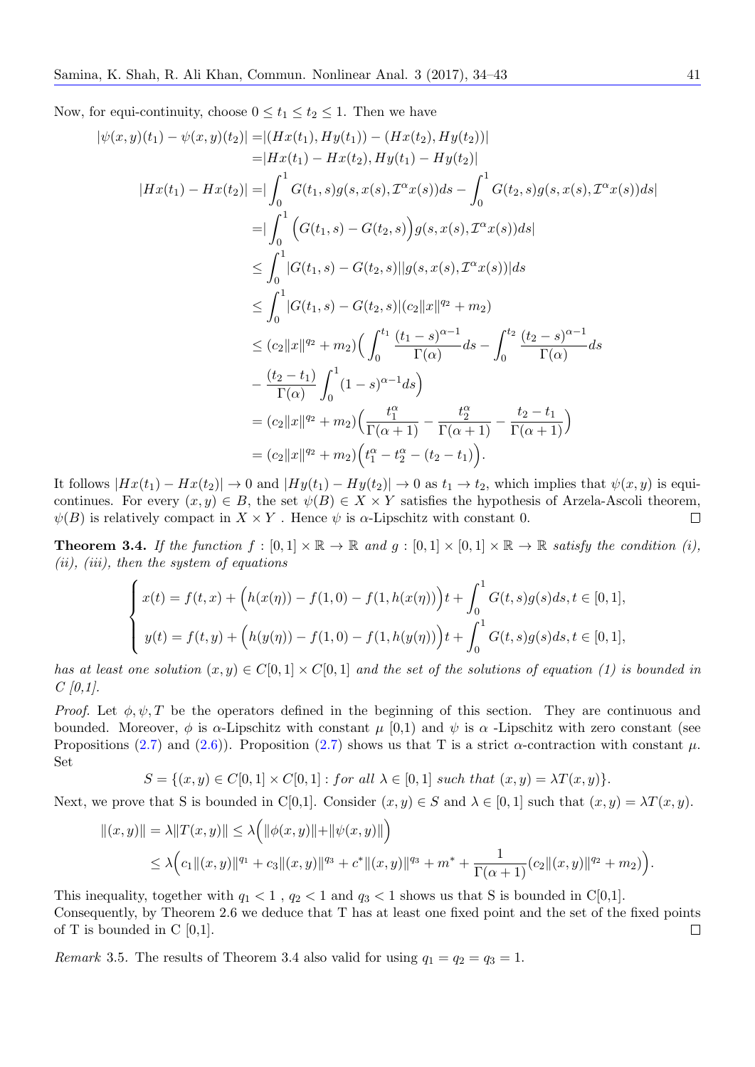Now, for equi-continuity, choose $0 \leq t_1 \leq t_2 \leq 1$. Then we have

$$
\begin{aligned}
|\psi(x,y)(t_1) - \psi(x,y)(t_2)| =& |(Hx(t_1), Hy(t_1)) - (Hx(t_2), Hy(t_2))| \\
=& |Hx(t_1) - Hx(t_2), Hy(t_1) - Hy(t_2)| \\
|Hx(t_1) - Hx(t_2)| =& |\int_0^1 G(t_1,s) g(s, x(s), \mathcal{I}^\alpha x(s)) ds - \int_0^1 G(t_2,s) g(s, x(s), \mathcal{I}^\alpha x(s)) ds| \\
=& |\int_0^1 \Big( G(t_1,s) - G(t_2,s) \Big) g(s, x(s), \mathcal{I}^\alpha x(s)) ds| \\
\leq& \int_0^1 |G(t_1,s) - G(t_2,s)| |g(s, x(s), \mathcal{I}^\alpha x(s))| ds \\
\leq& \int_0^1 |G(t_1,s) - G(t_2,s)| (c_2 \|x\|^{q_2} + m_2) \\
\leq& (c_2 \|x\|^{q_2} + m_2) \Big( \int_0^{t_1} \frac{(t_1 - s)^{\alpha-1}}{\Gamma(\alpha)} ds - \int_0^{t_2} \frac{(t_2 - s)^{\alpha-1}}{\Gamma(\alpha)} ds \\
&- \frac{(t_2 - t_1)}{\Gamma(\alpha)} \int_0^1 (1-s)^{\alpha-1} ds \Big) \\
=& (c_2 \|x\|^{q_2} + m_2) \Big( \frac{t_1^\alpha}{\Gamma(\alpha+1)} - \frac{t_2^\alpha}{\Gamma(\alpha+1)} - \frac{t_2 - t_1}{\Gamma(\alpha+1)} \Big) \\
=& (c_2 \|x\|^{q_2} + m_2) \Big( t_1^\alpha - t_2^\alpha - (t_2 - t_1) \Big).
\end{aligned}
$$

It follows $|Hx(t_1) - Hx(t_2)| \to 0$ and $|Hy(t_1) - Hy(t_2)| \to 0$ as $t_1 \to t_2$, which implies that $\psi(x,y)$ is equi-continues. For every $(x,y) \in B$, the set $\psi(B) \in X \times Y$ satisfies the hypothesis of Arzela-Ascoli theorem, $\psi(B)$ is relatively compact in $X \times Y$ . Hence $\psi$ is $\alpha$-Lipschitz with constant 0. □

**Theorem 3.4.** *If the function $f : [0,1] \times \mathbb{R} \to \mathbb{R}$ and $g : [0,1] \times [0,1] \times \mathbb{R} \to \mathbb{R}$ satisfy the condition (i), (ii), (iii), then the system of equations*

$$
\begin{cases}
x(t) = f(t,x) + \Big( h(x(\eta)) - f(1,0) - f(1, h(x(\eta))) \Big) t + \displaystyle\int_0^1 G(t,s) g(s) ds, t \in [0,1], \\
y(t) = f(t,y) + \Big( h(y(\eta)) - f(1,0) - f(1, h(y(\eta))) \Big) t + \displaystyle\int_0^1 G(t,s) g(s) ds, t \in [0,1],
\end{cases}
$$

*has at least one solution $(x,y) \in C[0,1] \times C[0,1]$ and the set of the solutions of equation (1) is bounded in C [0,1].*

*Proof.* Let $\phi, \psi, T$ be the operators defined in the beginning of this section. They are continuous and bounded. Moreover, $\phi$ is $\alpha$-Lipschitz with constant $\mu$ [0,1) and $\psi$ is $\alpha$ -Lipschitz with zero constant (see Propositions (2.7) and (2.6)). Proposition (2.7) shows us that T is a strict $\alpha$-contraction with constant $\mu$. Set

$$S = \{(x,y) \in C[0,1] \times C[0,1] : for\ all\ \lambda \in [0,1]\ such\ that\ (x,y) = \lambda T(x,y)\}.$$

Next, we prove that S is bounded in C[0,1]. Consider $(x,y) \in S$ and $\lambda \in [0,1]$ such that $(x,y) = \lambda T(x,y)$.

$$
\begin{aligned}
\|(x,y)\| &= \lambda \|T(x,y)\| \leq \lambda \Big( \|\phi(x,y)\| + \|\psi(x,y)\| \Big) \\
&\leq \lambda \Big( c_1 \|(x,y)\|^{q_1} + c_3 \|(x,y)\|^{q_3} + c^* \|(x,y)\|^{q_3} + m^* + \frac{1}{\Gamma(\alpha+1)} (c_2 \|(x,y)\|^{q_2} + m_2) \Big).
\end{aligned}
$$

This inequality, together with $q_1 < 1$ , $q_2 < 1$ and $q_3 < 1$ shows us that S is bounded in C[0,1].
Consequently, by Theorem 2.6 we deduce that T has at least one fixed point and the set of the fixed points of T is bounded in C [0,1]. □

*Remark* 3.5. The results of Theorem 3.4 also valid for using $q_1 = q_2 = q_3 = 1$.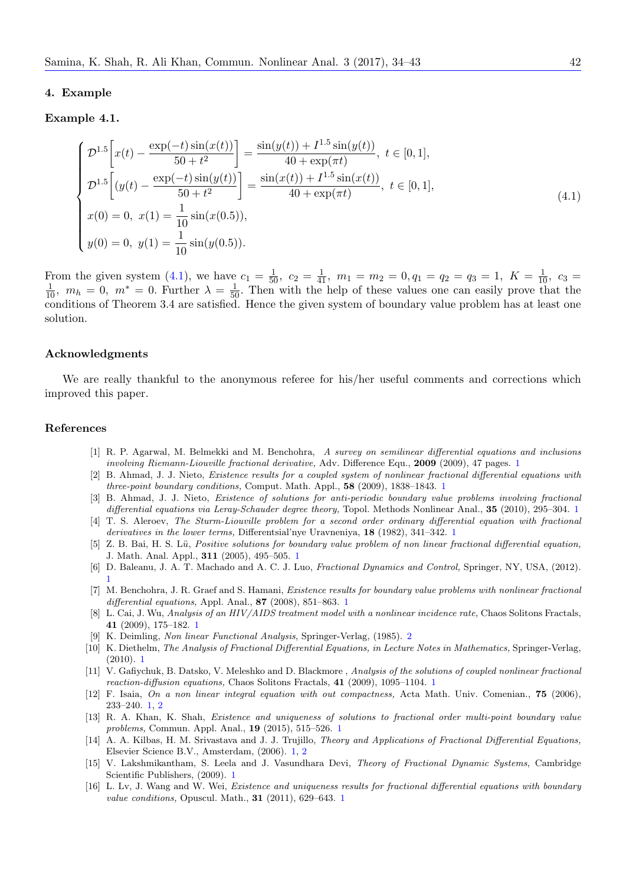## 4. Example

**Example 4.1.**

$$
\begin{cases}
\mathcal{D}^{1.5}\left[x(t) - \dfrac{\exp(-t)\sin(x(t))}{50+t^2}\right] = \dfrac{\sin(y(t)) + I^{1.5}\sin(y(t))}{40+\exp(\pi t)},\ t \in [0,1], \\
\mathcal{D}^{1.5}\left[(y(t) - \dfrac{\exp(-t)\sin(y(t))}{50+t^2}\right] = \dfrac{\sin(x(t)) + I^{1.5}\sin(x(t))}{40+\exp(\pi t)},\ t \in [0,1], \\
x(0) = 0,\ x(1) = \dfrac{1}{10}\sin(x(0.5)), \\
y(0) = 0,\ y(1) = \dfrac{1}{10}\sin(y(0.5)).
\end{cases}
\tag{4.1}
$$

From the given system (4.1), we have $c_1 = \frac{1}{50},\ c_2 = \frac{1}{41},\ m_1 = m_2 = 0, q_1 = q_2 = q_3 = 1,\ K = \frac{1}{10},\ c_3 = \frac{1}{10},\ m_h = 0,\ m^* = 0$. Further $\lambda = \frac{1}{50}$. Then with the help of these values one can easily prove that the conditions of Theorem 3.4 are satisfied. Hence the given system of boundary value problem has at least one solution.

## Acknowledgments

We are really thankful to the anonymous referee for his/her useful comments and corrections which improved this paper.

## References

[1] R. P. Agarwal, M. Belmekki and M. Benchohra, *A survey on semilinear differential equations and inclusions involving Riemann-Liouville fractional derivative,* Adv. Difference Equ., **2009** (2009), 47 pages. 1

[2] B. Ahmad, J. J. Nieto, *Existence results for a coupled system of nonlinear fractional differential equations with three-point boundary conditions,* Comput. Math. Appl., **58** (2009), 1838–1843. 1

[3] B. Ahmad, J. J. Nieto, *Existence of solutions for anti-periodic boundary value problems involving fractional differential equations via Leray-Schauder degree theory,* Topol. Methods Nonlinear Anal., **35** (2010), 295–304. 1

[4] T. S. Aleroev, *The Sturm-Liouville problem for a second order ordinary differential equation with fractional derivatives in the lower terms,* Differentsial'nye Uravneniya, **18** (1982), 341–342. 1

[5] Z. B. Bai, H. S. Lü, *Positive solutions for boundary value problem of non linear fractional differential equation,* J. Math. Anal. Appl., **311** (2005), 495–505. 1

[6] D. Baleanu, J. A. T. Machado and A. C. J. Luo, *Fractional Dynamics and Control,* Springer, NY, USA, (2012). 1

[7] M. Benchohra, J. R. Graef and S. Hamani, *Existence results for boundary value problems with nonlinear fractional differential equations,* Appl. Anal., **87** (2008), 851–863. 1

[8] L. Cai, J. Wu, *Analysis of an HIV/AIDS treatment model with a nonlinear incidence rate,* Chaos Solitons Fractals, **41** (2009), 175–182. 1

[9] K. Deimling, *Non linear Functional Analysis*, Springer-Verlag, (1985). 2

[10] K. Diethelm, *The Analysis of Fractional Differential Equations, in Lecture Notes in Mathematics,* Springer-Verlag, (2010). 1

[11] V. Gafiychuk, B. Datsko, V. Meleshko and D. Blackmore , *Analysis of the solutions of coupled nonlinear fractional reaction-diffusion equations,* Chaos Solitons Fractals, **41** (2009), 1095–1104. 1

[12] F. Isaia, *On a non linear integral equation without compactness,* Acta Math. Univ. Comenian., **75** (2006), 233–240. 1, 2

[13] R. A. Khan, K. Shah, *Existence and uniqueness of solutions to fractional order multi-point boundary value problems,* Commun. Appl. Anal., **19** (2015), 515–526. 1

[14] A. A. Kilbas, H. M. Srivastava and J. J. Trujillo, *Theory and Applications of Fractional Differential Equations,* Elsevier Science B.V., Amsterdam, (2006). 1, 2

[15] V. Lakshmikantham, S. Leela and J. Vasundhara Devi, *Theory of Fractional Dynamic Systems*, Cambridge Scientific Publishers, (2009). 1

[16] L. Lv, J. Wang and W. Wei, *Existence and uniqueness results for fractional differential equations with boundary value conditions,* Opuscul. Math., **31** (2011), 629–643. 1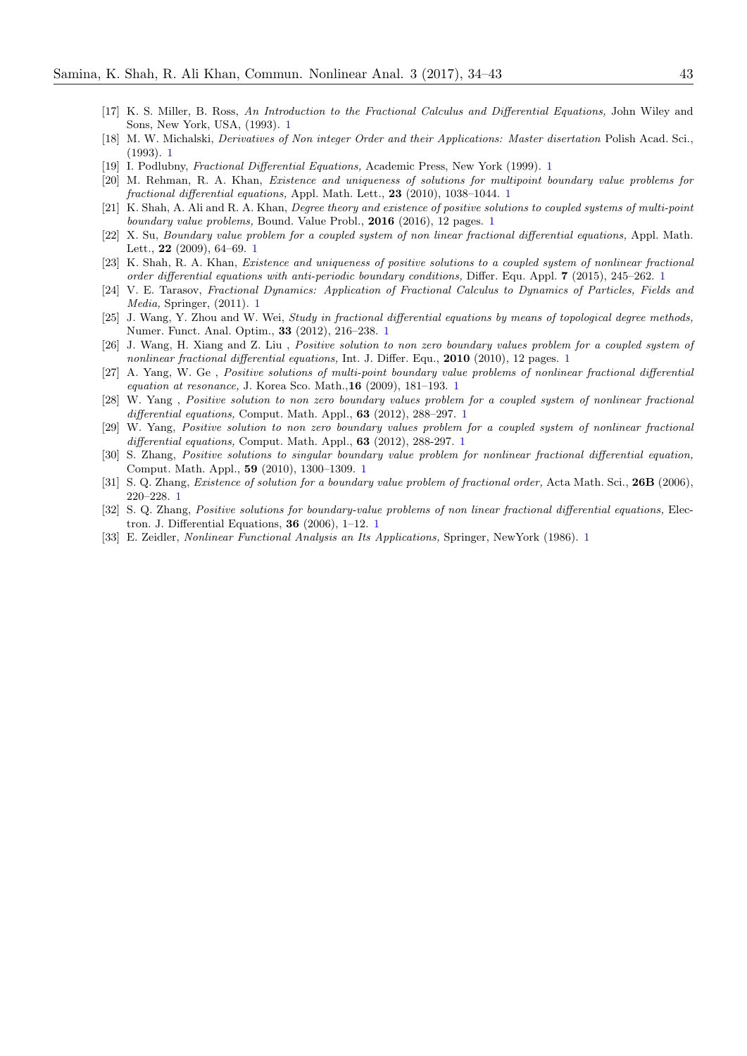[17] K. S. Miller, B. Ross, *An Introduction to the Fractional Calculus and Differential Equations,* John Wiley and Sons, New York, USA, (1993). 1

[18] M. W. Michalski, *Derivatives of Non integer Order and their Applications: Master disertation* Polish Acad. Sci., (1993). 1

[19] I. Podlubny, *Fractional Differential Equations,* Academic Press, New York (1999). 1

[20] M. Rehman, R. A. Khan, *Existence and uniqueness of solutions for multipoint boundary value problems for fractional differential equations,* Appl. Math. Lett., **23** (2010), 1038–1044. 1

[21] K. Shah, A. Ali and R. A. Khan, *Degree theory and existence of positive solutions to coupled systems of multi-point boundary value problems,* Bound. Value Probl., **2016** (2016), 12 pages. 1

[22] X. Su, *Boundary value problem for a coupled system of non linear fractional differential equations,* Appl. Math. Lett., **22** (2009), 64–69. 1

[23] K. Shah, R. A. Khan, *Existence and uniqueness of positive solutions to a coupled system of nonlinear fractional order differential equations with anti-periodic boundary conditions,* Differ. Equ. Appl. **7** (2015), 245–262. 1

[24] V. E. Tarasov, *Fractional Dynamics: Application of Fractional Calculus to Dynamics of Particles, Fields and Media,* Springer, (2011). 1

[25] J. Wang, Y. Zhou and W. Wei, *Study in fractional differential equations by means of topological degree methods,* Numer. Funct. Anal. Optim., **33** (2012), 216–238. 1

[26] J. Wang, H. Xiang and Z. Liu , *Positive solution to non zero boundary values problem for a coupled system of nonlinear fractional differential equations,* Int. J. Differ. Equ., **2010** (2010), 12 pages. 1

[27] A. Yang, W. Ge , *Positive solutions of multi-point boundary value problems of nonlinear fractional differential equation at resonance,* J. Korea Sco. Math.,**16** (2009), 181–193. 1

[28] W. Yang , *Positive solution to non zero boundary values problem for a coupled system of nonlinear fractional differential equations,* Comput. Math. Appl., **63** (2012), 288–297. 1

[29] W. Yang, *Positive solution to non zero boundary values problem for a coupled system of nonlinear fractional differential equations,* Comput. Math. Appl., **63** (2012), 288-297. 1

[30] S. Zhang, *Positive solutions to singular boundary value problem for nonlinear fractional differential equation,* Comput. Math. Appl., **59** (2010), 1300–1309. 1

[31] S. Q. Zhang, *Existence of solution for a boundary value problem of fractional order,* Acta Math. Sci., **26B** (2006), 220–228. 1

[32] S. Q. Zhang, *Positive solutions for boundary-value problems of non linear fractional differential equations,* Electron. J. Differential Equations, **36** (2006), 1–12. 1

[33] E. Zeidler, *Nonlinear Functional Analysis an Its Applications,* Springer, NewYork (1986). 1